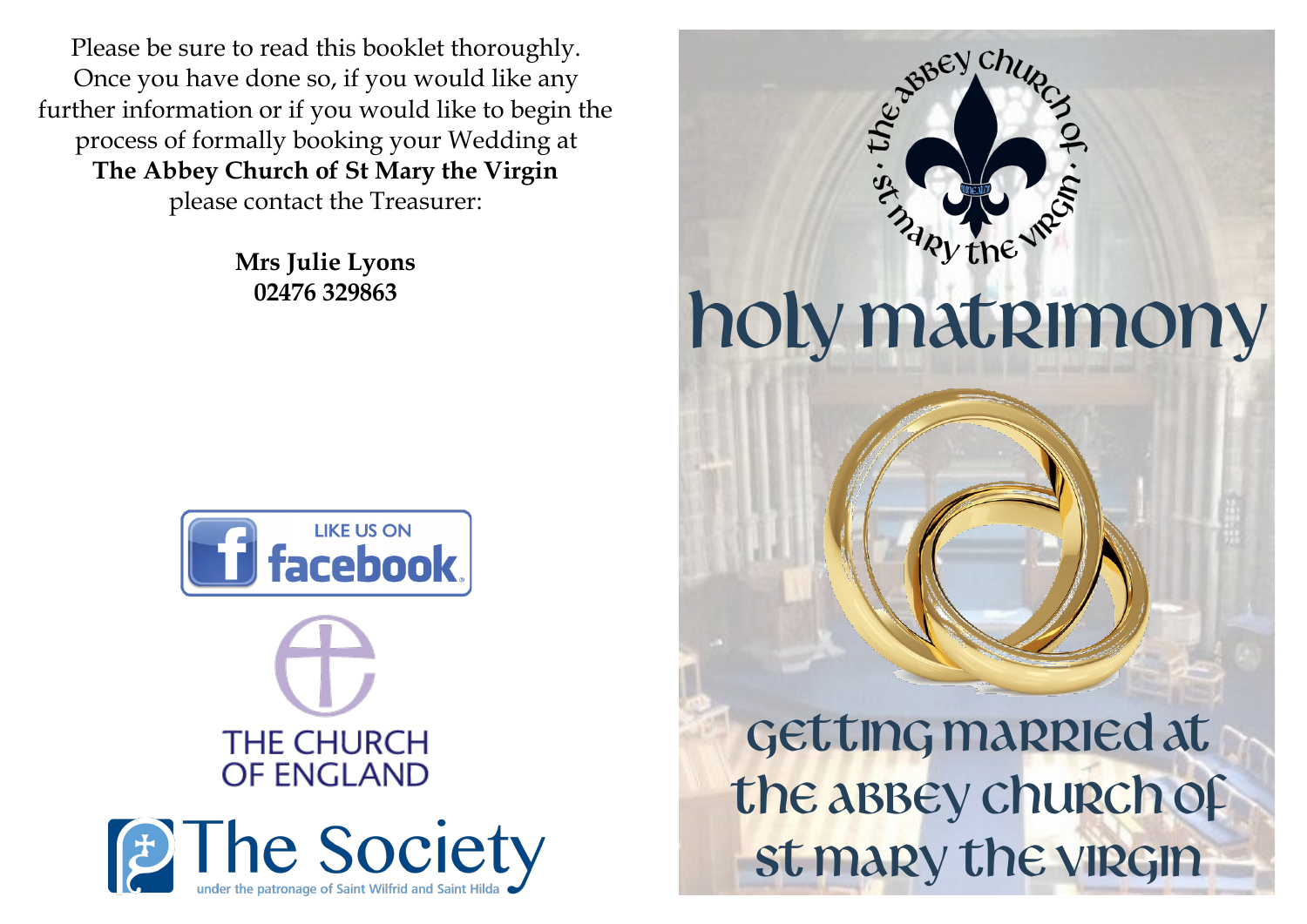Please be sure to read this booklet thoroughly. Once you have done so, if you would like any further information or if you would like to begin the process of formally booking your Wedding at **The Abbey Church of St Mary the Virgin** please contact the Treasurer:

**Mrs Julie Lyons**
**02476 329863**

LIKE US ON facebook

THE CHURCH OF ENGLAND

The Society
under the patronage of Saint Wilfrid and Saint Hilda

the abbey church of · st mary the virgin ·

# holy matrimony

## getting married at the abbey church of st mary the virgin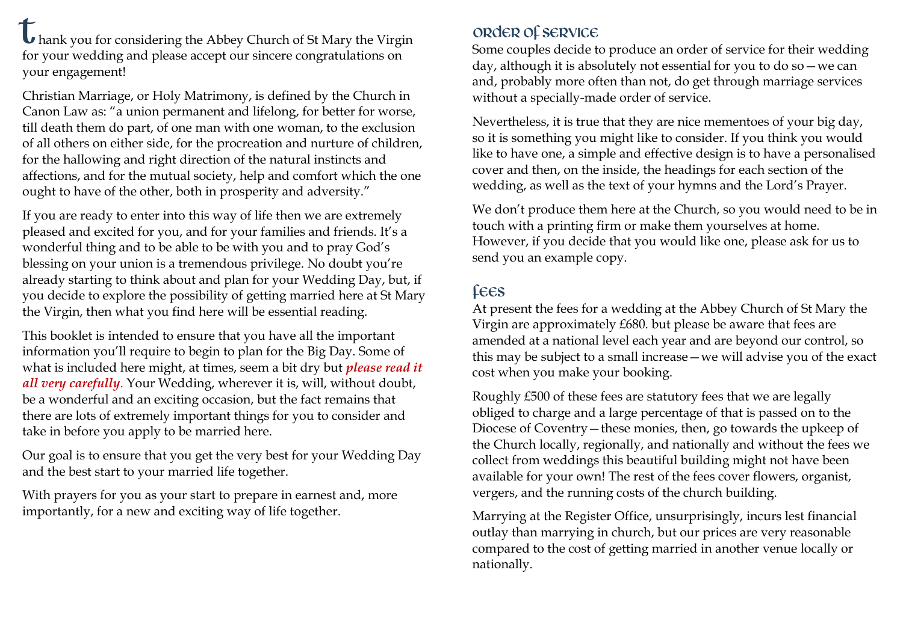Thank you for considering the Abbey Church of St Mary the Virgin for your wedding and please accept our sincere congratulations on your engagement!

Christian Marriage, or Holy Matrimony, is defined by the Church in Canon Law as: "a union permanent and lifelong, for better for worse, till death them do part, of one man with one woman, to the exclusion of all others on either side, for the procreation and nurture of children, for the hallowing and right direction of the natural instincts and affections, and for the mutual society, help and comfort which the one ought to have of the other, both in prosperity and adversity."

If you are ready to enter into this way of life then we are extremely pleased and excited for you, and for your families and friends. It's a wonderful thing and to be able to be with you and to pray God's blessing on your union is a tremendous privilege. No doubt you're already starting to think about and plan for your Wedding Day, but, if you decide to explore the possibility of getting married here at St Mary the Virgin, then what you find here will be essential reading.

This booklet is intended to ensure that you have all the important information you'll require to begin to plan for the Big Day. Some of what is included here might, at times, seem a bit dry but ***please read it all very carefully***. Your Wedding, wherever it is, will, without doubt, be a wonderful and an exciting occasion, but the fact remains that there are lots of extremely important things for you to consider and take in before you apply to be married here.

Our goal is to ensure that you get the very best for your Wedding Day and the best start to your married life together.

With prayers for you as your start to prepare in earnest and, more importantly, for a new and exciting way of life together.

## Order of Service

Some couples decide to produce an order of service for their wedding day, although it is absolutely not essential for you to do so—we can and, probably more often than not, do get through marriage services without a specially-made order of service.

Nevertheless, it is true that they are nice mementoes of your big day, so it is something you might like to consider. If you think you would like to have one, a simple and effective design is to have a personalised cover and then, on the inside, the headings for each section of the wedding, as well as the text of your hymns and the Lord's Prayer.

We don't produce them here at the Church, so you would need to be in touch with a printing firm or make them yourselves at home. However, if you decide that you would like one, please ask for us to send you an example copy.

## Fees

At present the fees for a wedding at the Abbey Church of St Mary the Virgin are approximately £680. but please be aware that fees are amended at a national level each year and are beyond our control, so this may be subject to a small increase—we will advise you of the exact cost when you make your booking.

Roughly £500 of these fees are statutory fees that we are legally obliged to charge and a large percentage of that is passed on to the Diocese of Coventry—these monies, then, go towards the upkeep of the Church locally, regionally, and nationally and without the fees we collect from weddings this beautiful building might not have been available for your own! The rest of the fees cover flowers, organist, vergers, and the running costs of the church building.

Marrying at the Register Office, unsurprisingly, incurs lest financial outlay than marrying in church, but our prices are very reasonable compared to the cost of getting married in another venue locally or nationally.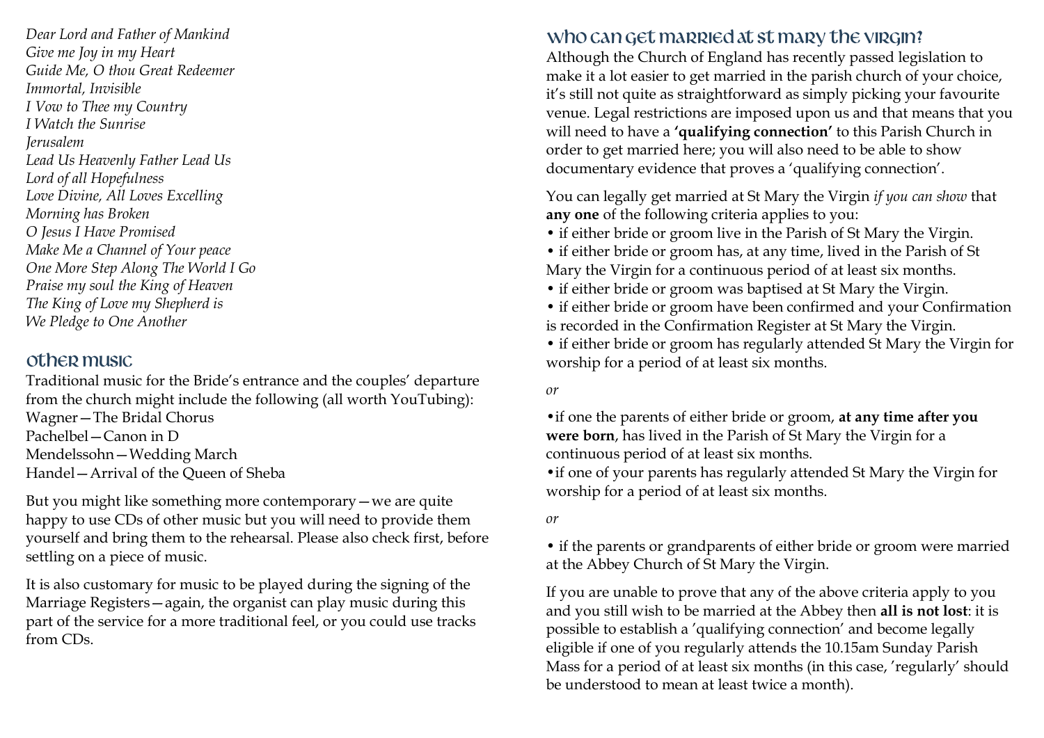*Dear Lord and Father of Mankind*
*Give me Joy in my Heart*
*Guide Me, O thou Great Redeemer*
*Immortal, Invisible*
*I Vow to Thee my Country*
*I Watch the Sunrise*
*Jerusalem*
*Lead Us Heavenly Father Lead Us*
*Lord of all Hopefulness*
*Love Divine, All Loves Excelling*
*Morning has Broken*
*O Jesus I Have Promised*
*Make Me a Channel of Your peace*
*One More Step Along The World I Go*
*Praise my soul the King of Heaven*
*The King of Love my Shepherd is*
*We Pledge to One Another*

## Other Music

Traditional music for the Bride's entrance and the couples' departure from the church might include the following (all worth YouTubing):
Wagner—The Bridal Chorus
Pachelbel—Canon in D
Mendelssohn—Wedding March
Handel—Arrival of the Queen of Sheba

But you might like something more contemporary—we are quite happy to use CDs of other music but you will need to provide them yourself and bring them to the rehearsal. Please also check first, before settling on a piece of music.

It is also customary for music to be played during the signing of the Marriage Registers—again, the organist can play music during this part of the service for a more traditional feel, or you could use tracks from CDs.

## Who can get married at St Mary the Virgin?

Although the Church of England has recently passed legislation to make it a lot easier to get married in the parish church of your choice, it's still not quite as straightforward as simply picking your favourite venue. Legal restrictions are imposed upon us and that means that you will need to have a **'qualifying connection'** to this Parish Church in order to get married here; you will also need to be able to show documentary evidence that proves a 'qualifying connection'.

You can legally get married at St Mary the Virgin *if you can show* that **any one** of the following criteria applies to you:

- if either bride or groom live in the Parish of St Mary the Virgin.
- if either bride or groom has, at any time, lived in the Parish of St Mary the Virgin for a continuous period of at least six months.
- if either bride or groom was baptised at St Mary the Virgin.
- if either bride or groom have been confirmed and your Confirmation is recorded in the Confirmation Register at St Mary the Virgin.
- if either bride or groom has regularly attended St Mary the Virgin for worship for a period of at least six months.

*or*

- if one the parents of either bride or groom, **at any time after you were born**, has lived in the Parish of St Mary the Virgin for a continuous period of at least six months.
- if one of your parents has regularly attended St Mary the Virgin for worship for a period of at least six months.

*or*

- if the parents or grandparents of either bride or groom were married at the Abbey Church of St Mary the Virgin.

If you are unable to prove that any of the above criteria apply to you and you still wish to be married at the Abbey then **all is not lost**: it is possible to establish a 'qualifying connection' and become legally eligible if one of you regularly attends the 10.15am Sunday Parish Mass for a period of at least six months (in this case, 'regularly' should be understood to mean at least twice a month).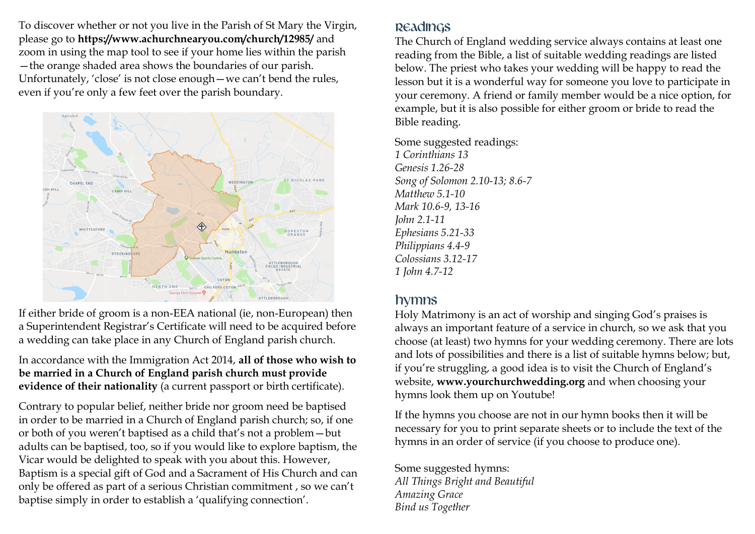To discover whether or not you live in the Parish of St Mary the Virgin, please go to **https://www.achurchnearyou.com/church/12985/** and zoom in using the map tool to see if your home lies within the parish—the orange shaded area shows the boundaries of our parish. Unfortunately, 'close' is not close enough—we can't bend the rules, even if you're only a few feet over the parish boundary.

If either bride of groom is a non-EEA national (ie, non-European) then a Superintendent Registrar's Certificate will need to be acquired before a wedding can take place in any Church of England parish church.

In accordance with the Immigration Act 2014, **all of those who wish to be married in a Church of England parish church must provide evidence of their nationality** (a current passport or birth certificate).

Contrary to popular belief, neither bride nor groom need be baptised in order to be married in a Church of England parish church; so, if one or both of you weren't baptised as a child that's not a problem—but adults can be baptised, too, so if you would like to explore baptism, the Vicar would be delighted to speak with you about this. However, Baptism is a special gift of God and a Sacrament of His Church and can only be offered as part of a serious Christian commitment , so we can't baptise simply in order to establish a 'qualifying connection'.

## Readings

The Church of England wedding service always contains at least one reading from the Bible, a list of suitable wedding readings are listed below. The priest who takes your wedding will be happy to read the lesson but it is a wonderful way for someone you love to participate in your ceremony. A friend or family member would be a nice option, for example, but it is also possible for either groom or bride to read the Bible reading.

Some suggested readings:
*1 Corinthians 13*
*Genesis 1.26-28*
*Song of Solomon 2.10-13; 8.6-7*
*Matthew 5.1-10*
*Mark 10.6-9, 13-16*
*John 2.1-11*
*Ephesians 5.21-33*
*Philippians 4.4-9*
*Colossians 3.12-17*
*1 John 4.7-12*

## Hymns

Holy Matrimony is an act of worship and singing God's praises is always an important feature of a service in church, so we ask that you choose (at least) two hymns for your wedding ceremony. There are lots and lots of possibilities and there is a list of suitable hymns below; but, if you're struggling, a good idea is to visit the Church of England's website, **www.yourchurchwedding.org** and when choosing your hymns look them up on Youtube!

If the hymns you choose are not in our hymn books then it will be necessary for you to print separate sheets or to include the text of the hymns in an order of service (if you choose to produce one).

Some suggested hymns:
*All Things Bright and Beautiful*
*Amazing Grace*
*Bind us Together*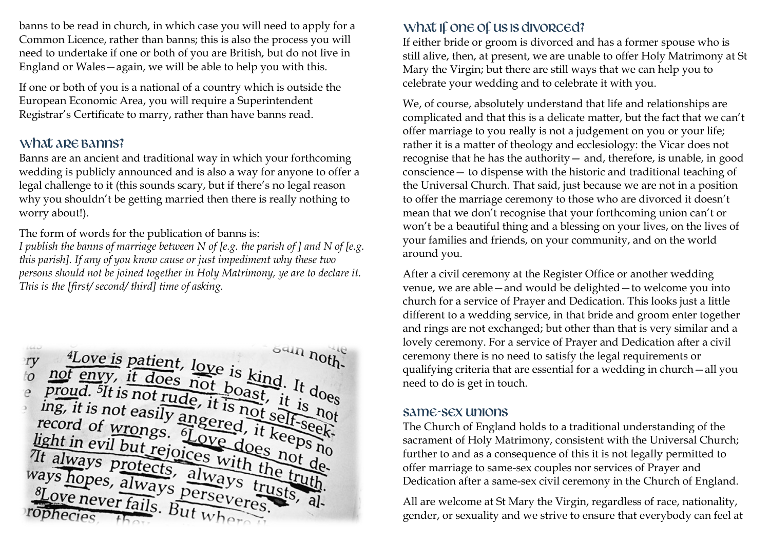banns to be read in church, in which case you will need to apply for a Common Licence, rather than banns; this is also the process you will need to undertake if one or both of you are British, but do not live in England or Wales—again, we will be able to help you with this.

If one or both of you is a national of a country which is outside the European Economic Area, you will require a Superintendent Registrar's Certificate to marry, rather than have banns read.

## What are Banns?

Banns are an ancient and traditional way in which your forthcoming wedding is publicly announced and is also a way for anyone to offer a legal challenge to it (this sounds scary, but if there's no legal reason why you shouldn't be getting married then there is really nothing to worry about!).

The form of words for the publication of banns is:
*I publish the banns of marriage between N of [e.g. the parish of ] and N of [e.g. this parish]. If any of you know cause or just impediment why these two persons should not be joined together in Holy Matrimony, ye are to declare it. This is the [first/ second/ third] time of asking.*

## What if one of us is divorced?

If either bride or groom is divorced and has a former spouse who is still alive, then, at present, we are unable to offer Holy Matrimony at St Mary the Virgin; but there are still ways that we can help you to celebrate your wedding and to celebrate it with you.

We, of course, absolutely understand that life and relationships are complicated and that this is a delicate matter, but the fact that we can't offer marriage to you really is not a judgement on you or your life; rather it is a matter of theology and ecclesiology: the Vicar does not recognise that he has the authority— and, therefore, is unable, in good conscience— to dispense with the historic and traditional teaching of the Universal Church. That said, just because we are not in a position to offer the marriage ceremony to those who are divorced it doesn't mean that we don't recognise that your forthcoming union can't or won't be a beautiful thing and a blessing on your lives, on the lives of your families and friends, on your community, and on the world around you.

After a civil ceremony at the Register Office or another wedding venue, we are able—and would be delighted—to welcome you into church for a service of Prayer and Dedication. This looks just a little different to a wedding service, in that bride and groom enter together and rings are not exchanged; but other than that is very similar and a lovely ceremony. For a service of Prayer and Dedication after a civil ceremony there is no need to satisfy the legal requirements or qualifying criteria that are essential for a wedding in church—all you need to do is get in touch.

## Same-sex unions

The Church of England holds to a traditional understanding of the sacrament of Holy Matrimony, consistent with the Universal Church; further to and as a consequence of this it is not legally permitted to offer marriage to same-sex couples nor services of Prayer and Dedication after a same-sex civil ceremony in the Church of England.

All are welcome at St Mary the Virgin, regardless of race, nationality, gender, or sexuality and we strive to ensure that everybody can feel at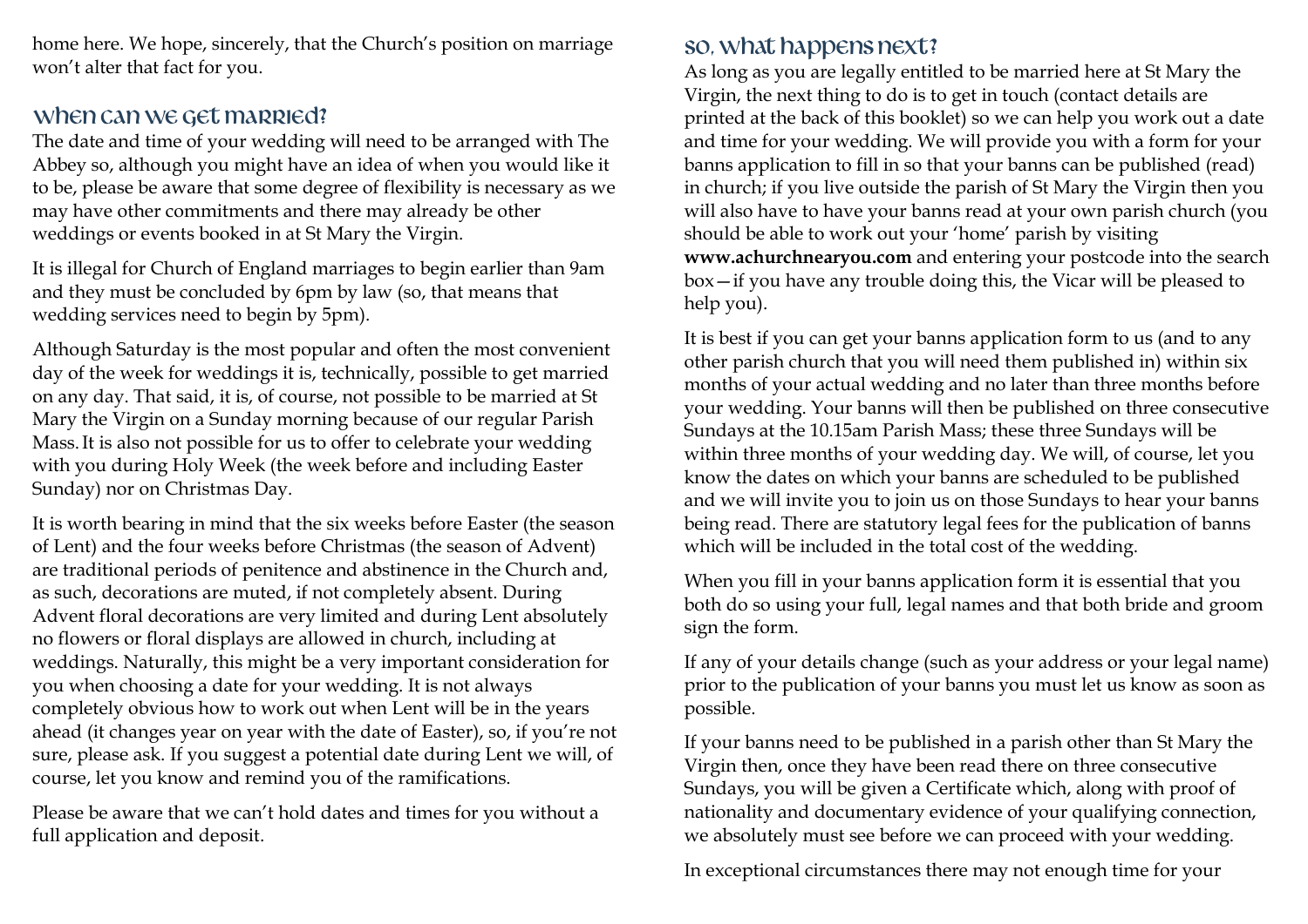home here. We hope, sincerely, that the Church's position on marriage won't alter that fact for you.

## When can we get married?

The date and time of your wedding will need to be arranged with The Abbey so, although you might have an idea of when you would like it to be, please be aware that some degree of flexibility is necessary as we may have other commitments and there may already be other weddings or events booked in at St Mary the Virgin.

It is illegal for Church of England marriages to begin earlier than 9am and they must be concluded by 6pm by law (so, that means that wedding services need to begin by 5pm).

Although Saturday is the most popular and often the most convenient day of the week for weddings it is, technically, possible to get married on any day. That said, it is, of course, not possible to be married at St Mary the Virgin on a Sunday morning because of our regular Parish Mass. It is also not possible for us to offer to celebrate your wedding with you during Holy Week (the week before and including Easter Sunday) nor on Christmas Day.

It is worth bearing in mind that the six weeks before Easter (the season of Lent) and the four weeks before Christmas (the season of Advent) are traditional periods of penitence and abstinence in the Church and, as such, decorations are muted, if not completely absent. During Advent floral decorations are very limited and during Lent absolutely no flowers or floral displays are allowed in church, including at weddings. Naturally, this might be a very important consideration for you when choosing a date for your wedding. It is not always completely obvious how to work out when Lent will be in the years ahead (it changes year on year with the date of Easter), so, if you're not sure, please ask. If you suggest a potential date during Lent we will, of course, let you know and remind you of the ramifications.

Please be aware that we can't hold dates and times for you without a full application and deposit.

## So, what happens next?

As long as you are legally entitled to be married here at St Mary the Virgin, the next thing to do is to get in touch (contact details are printed at the back of this booklet) so we can help you work out a date and time for your wedding. We will provide you with a form for your banns application to fill in so that your banns can be published (read) in church; if you live outside the parish of St Mary the Virgin then you will also have to have your banns read at your own parish church (you should be able to work out your 'home' parish by visiting **www.achurchnearyou.com** and entering your postcode into the search box—if you have any trouble doing this, the Vicar will be pleased to help you).

It is best if you can get your banns application form to us (and to any other parish church that you will need them published in) within six months of your actual wedding and no later than three months before your wedding. Your banns will then be published on three consecutive Sundays at the 10.15am Parish Mass; these three Sundays will be within three months of your wedding day. We will, of course, let you know the dates on which your banns are scheduled to be published and we will invite you to join us on those Sundays to hear your banns being read. There are statutory legal fees for the publication of banns which will be included in the total cost of the wedding.

When you fill in your banns application form it is essential that you both do so using your full, legal names and that both bride and groom sign the form.

If any of your details change (such as your address or your legal name) prior to the publication of your banns you must let us know as soon as possible.

If your banns need to be published in a parish other than St Mary the Virgin then, once they have been read there on three consecutive Sundays, you will be given a Certificate which, along with proof of nationality and documentary evidence of your qualifying connection, we absolutely must see before we can proceed with your wedding.

In exceptional circumstances there may not enough time for your